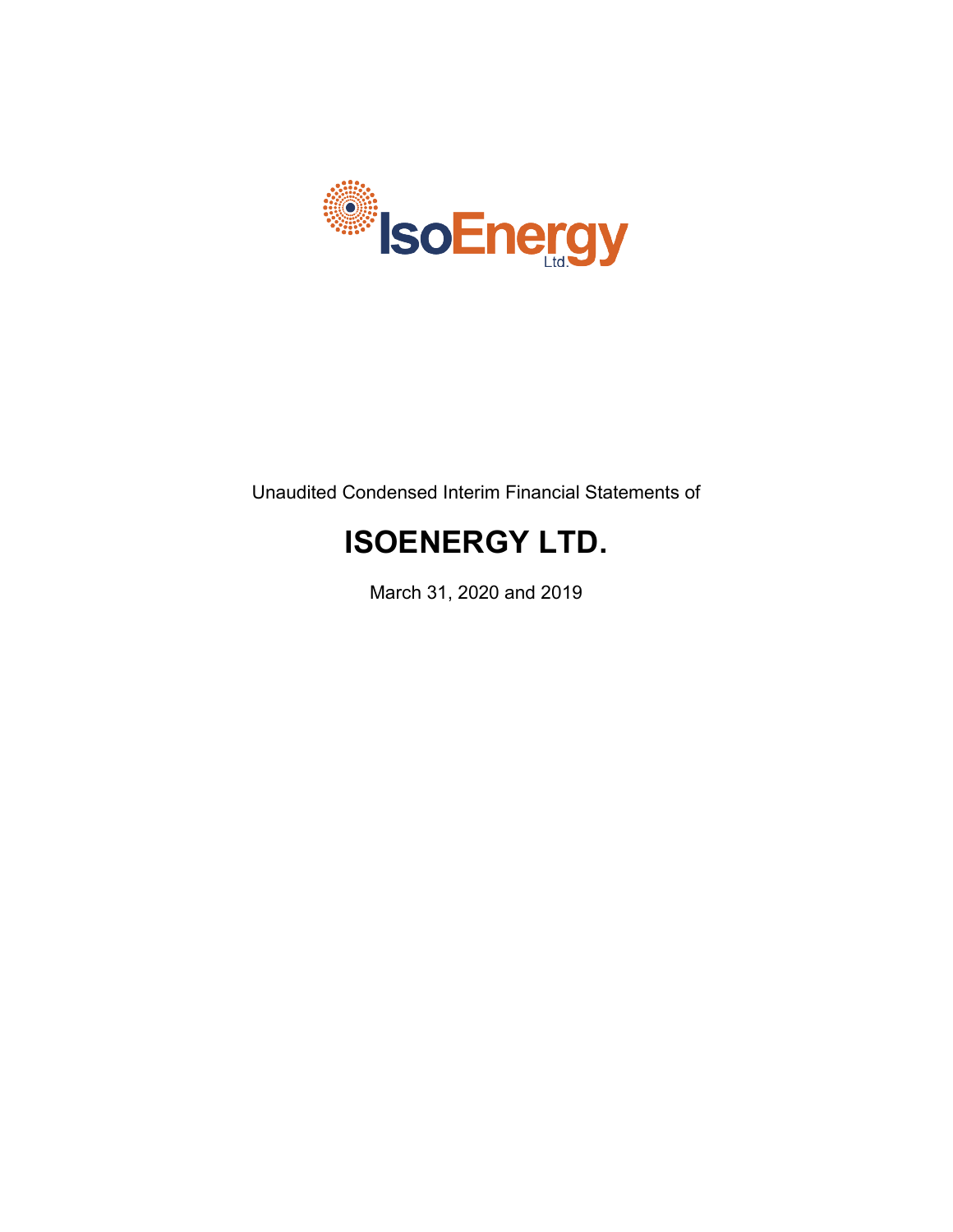IsoEnergy Ltd.

Unaudited Condensed Interim Financial Statements of

# ISOENERGY LTD.

March 31, 2020 and 2019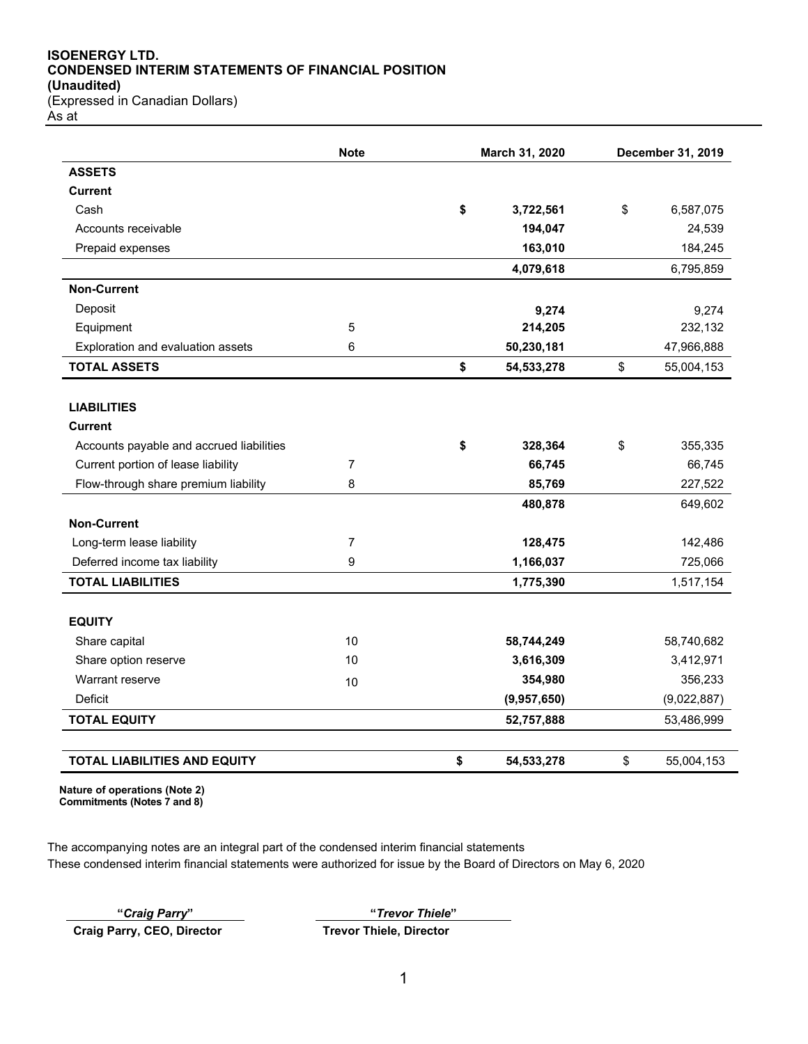**ISOENERGY LTD.**
**CONDENSED INTERIM STATEMENTS OF FINANCIAL POSITION**
**(Unaudited)**
(Expressed in Canadian Dollars)
As at

| | Note | March 31, 2020 | December 31, 2019 |
|---|---|---|---|
| **ASSETS** | | | |
| **Current** | | | |
| Cash | | **$ 3,722,561** | $ 6,587,075 |
| Accounts receivable | | **194,047** | 24,539 |
| Prepaid expenses | | **163,010** | 184,245 |
| | | **4,079,618** | 6,795,859 |
| **Non-Current** | | | |
| Deposit | | **9,274** | 9,274 |
| Equipment | 5 | **214,205** | 232,132 |
| Exploration and evaluation assets | 6 | **50,230,181** | 47,966,888 |
| **TOTAL ASSETS** | | **$ 54,533,278** | $ 55,004,153 |
| | | | |
| **LIABILITIES** | | | |
| **Current** | | | |
| Accounts payable and accrued liabilities | | **$ 328,364** | $ 355,335 |
| Current portion of lease liability | 7 | **66,745** | 66,745 |
| Flow-through share premium liability | 8 | **85,769** | 227,522 |
| | | **480,878** | 649,602 |
| **Non-Current** | | | |
| Long-term lease liability | 7 | **128,475** | 142,486 |
| Deferred income tax liability | 9 | **1,166,037** | 725,066 |
| **TOTAL LIABILITIES** | | **1,775,390** | 1,517,154 |
| | | | |
| **EQUITY** | | | |
| Share capital | 10 | **58,744,249** | 58,740,682 |
| Share option reserve | 10 | **3,616,309** | 3,412,971 |
| Warrant reserve | 10 | **354,980** | 356,233 |
| Deficit | | **(9,957,650)** | (9,022,887) |
| **TOTAL EQUITY** | | **52,757,888** | 53,486,999 |
| | | | |
| **TOTAL LIABILITIES AND EQUITY** | | **$ 54,533,278** | $ 55,004,153 |

**Nature of operations (Note 2)**
**Commitments (Notes 7 and 8)**

The accompanying notes are an integral part of the condensed interim financial statements
These condensed interim financial statements were authorized for issue by the Board of Directors on May 6, 2020

**"*Craig Parry*"**
**Craig Parry, CEO, Director**

**"*Trevor Thiele*"**
**Trevor Thiele, Director**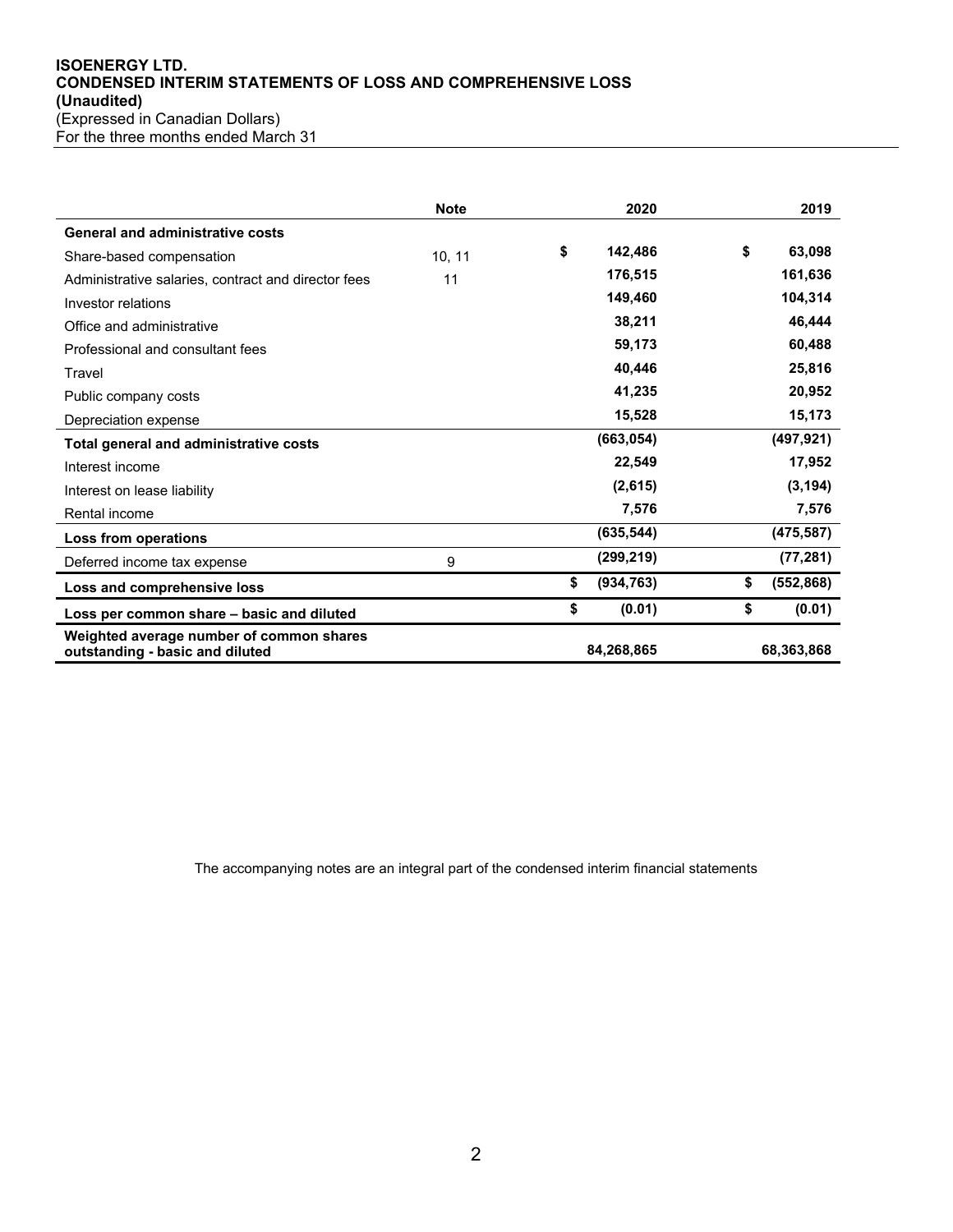**ISOENERGY LTD.**
**CONDENSED INTERIM STATEMENTS OF LOSS AND COMPREHENSIVE LOSS**
**(Unaudited)**
(Expressed in Canadian Dollars)
For the three months ended March 31

| | Note | 2020 | 2019 |
|---|---|---|---|
| **General and administrative costs** | | | |
| Share-based compensation | 10, 11 | $ 142,486 | $ 63,098 |
| Administrative salaries, contract and director fees | 11 | 176,515 | 161,636 |
| Investor relations | | 149,460 | 104,314 |
| Office and administrative | | 38,211 | 46,444 |
| Professional and consultant fees | | 59,173 | 60,488 |
| Travel | | 40,446 | 25,816 |
| Public company costs | | 41,235 | 20,952 |
| Depreciation expense | | 15,528 | 15,173 |
| **Total general and administrative costs** | | (663,054) | (497,921) |
| Interest income | | 22,549 | 17,952 |
| Interest on lease liability | | (2,615) | (3,194) |
| Rental income | | 7,576 | 7,576 |
| **Loss from operations** | | (635,544) | (475,587) |
| Deferred income tax expense | 9 | (299,219) | (77,281) |
| **Loss and comprehensive loss** | | $ (934,763) | $ (552,868) |
| **Loss per common share – basic and diluted** | | $ (0.01) | $ (0.01) |
| **Weighted average number of common shares outstanding - basic and diluted** | | 84,268,865 | 68,363,868 |

The accompanying notes are an integral part of the condensed interim financial statements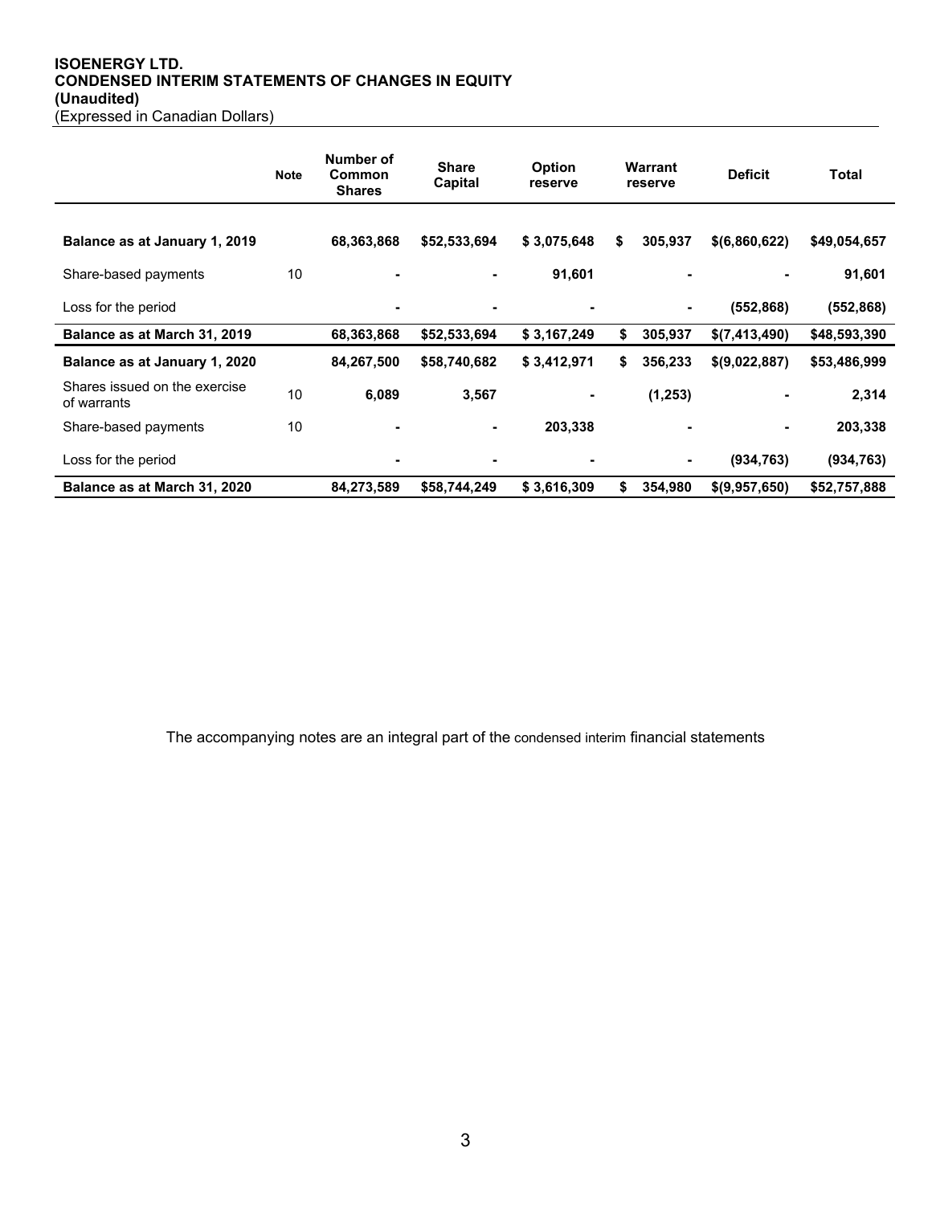**ISOENERGY LTD.**
**CONDENSED INTERIM STATEMENTS OF CHANGES IN EQUITY**
**(Unaudited)**
(Expressed in Canadian Dollars)

| | Note | Number of Common Shares | Share Capital | Option reserve | Warrant reserve | Deficit | Total |
|---|---|---|---|---|---|---|---|
| **Balance as at January 1, 2019** | | **68,363,868** | **$52,533,694** | **$ 3,075,648** | **$ 305,937** | **$(6,860,622)** | **$49,054,657** |
| Share-based payments | 10 | **-** | **-** | **91,601** | **-** | **-** | **91,601** |
| Loss for the period | | **-** | **-** | **-** | **-** | **(552,868)** | **(552,868)** |
| **Balance as at March 31, 2019** | | **68,363,868** | **$52,533,694** | **$ 3,167,249** | **$ 305,937** | **$(7,413,490)** | **$48,593,390** |
| **Balance as at January 1, 2020** | | **84,267,500** | **$58,740,682** | **$ 3,412,971** | **$ 356,233** | **$(9,022,887)** | **$53,486,999** |
| Shares issued on the exercise of warrants | 10 | **6,089** | **3,567** | **-** | **(1,253)** | **-** | **2,314** |
| Share-based payments | 10 | **-** | **-** | **203,338** | **-** | **-** | **203,338** |
| Loss for the period | | **-** | **-** | **-** | **-** | **(934,763)** | **(934,763)** |
| **Balance as at March 31, 2020** | | **84,273,589** | **$58,744,249** | **$ 3,616,309** | **$ 354,980** | **$(9,957,650)** | **$52,757,888** |

The accompanying notes are an integral part of the condensed interim financial statements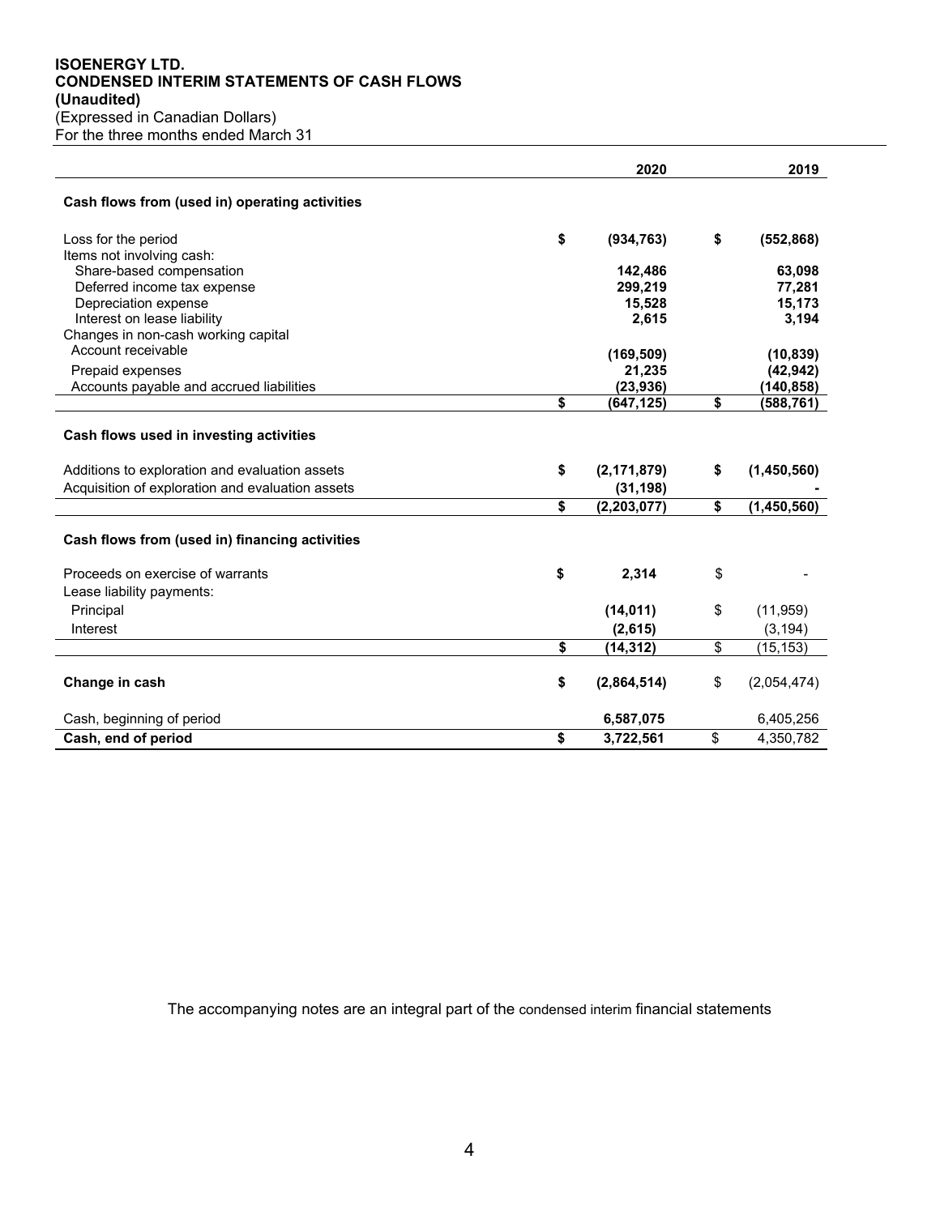**ISOENERGY LTD.**
**CONDENSED INTERIM STATEMENTS OF CASH FLOWS**
**(Unaudited)**
(Expressed in Canadian Dollars)
For the three months ended March 31

| | 2020 | 2019 |
|---|---|---|
| **Cash flows from (used in) operating activities** | | |
| Loss for the period | $ (934,763) | $ (552,868) |
| Items not involving cash: | | |
| Share-based compensation | 142,486 | 63,098 |
| Deferred income tax expense | 299,219 | 77,281 |
| Depreciation expense | 15,528 | 15,173 |
| Interest on lease liability | 2,615 | 3,194 |
| Changes in non-cash working capital | | |
| Account receivable | (169,509) | (10,839) |
| Prepaid expenses | 21,235 | (42,942) |
| Accounts payable and accrued liabilities | (23,936) | (140,858) |
| | $ (647,125) | $ (588,761) |
| **Cash flows used in investing activities** | | |
| Additions to exploration and evaluation assets | $ (2,171,879) | $ (1,450,560) |
| Acquisition of exploration and evaluation assets | (31,198) | - |
| | $ (2,203,077) | $ (1,450,560) |
| **Cash flows from (used in) financing activities** | | |
| Proceeds on exercise of warrants | $ 2,314 | $ - |
| Lease liability payments: | | |
| Principal | (14,011) | $ (11,959) |
| Interest | (2,615) | (3,194) |
| | $ (14,312) | $ (15,153) |
| **Change in cash** | $ (2,864,514) | $ (2,054,474) |
| Cash, beginning of period | 6,587,075 | 6,405,256 |
| **Cash, end of period** | $ 3,722,561 | $ 4,350,782 |

The accompanying notes are an integral part of the condensed interim financial statements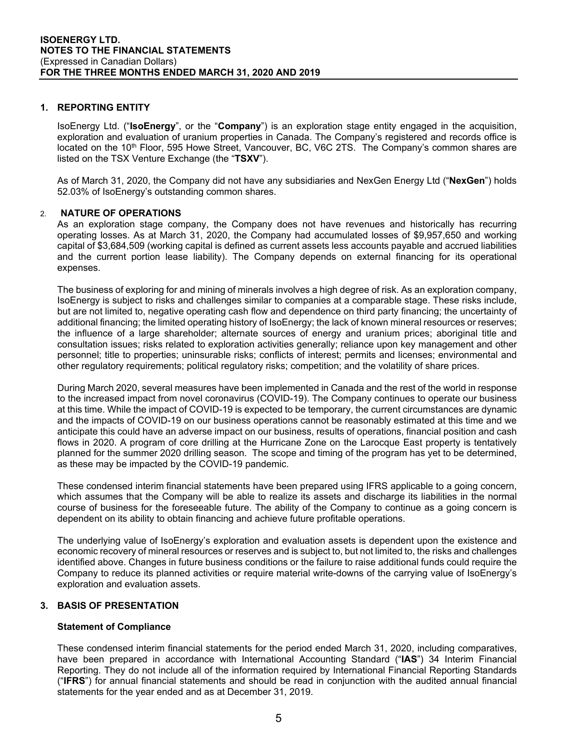## 1. REPORTING ENTITY

IsoEnergy Ltd. ("**IsoEnergy**", or the "**Company**") is an exploration stage entity engaged in the acquisition, exploration and evaluation of uranium properties in Canada. The Company's registered and records office is located on the 10th Floor, 595 Howe Street, Vancouver, BC, V6C 2TS. The Company's common shares are listed on the TSX Venture Exchange (the "**TSXV**").

As of March 31, 2020, the Company did not have any subsidiaries and NexGen Energy Ltd ("**NexGen**") holds 52.03% of IsoEnergy's outstanding common shares.

## 2. NATURE OF OPERATIONS

As an exploration stage company, the Company does not have revenues and historically has recurring operating losses. As at March 31, 2020, the Company had accumulated losses of $9,957,650 and working capital of $3,684,509 (working capital is defined as current assets less accounts payable and accrued liabilities and the current portion lease liability). The Company depends on external financing for its operational expenses.

The business of exploring for and mining of minerals involves a high degree of risk. As an exploration company, IsoEnergy is subject to risks and challenges similar to companies at a comparable stage. These risks include, but are not limited to, negative operating cash flow and dependence on third party financing; the uncertainty of additional financing; the limited operating history of IsoEnergy; the lack of known mineral resources or reserves; the influence of a large shareholder; alternate sources of energy and uranium prices; aboriginal title and consultation issues; risks related to exploration activities generally; reliance upon key management and other personnel; title to properties; uninsurable risks; conflicts of interest; permits and licenses; environmental and other regulatory requirements; political regulatory risks; competition; and the volatility of share prices.

During March 2020, several measures have been implemented in Canada and the rest of the world in response to the increased impact from novel coronavirus (COVID-19). The Company continues to operate our business at this time. While the impact of COVID-19 is expected to be temporary, the current circumstances are dynamic and the impacts of COVID-19 on our business operations cannot be reasonably estimated at this time and we anticipate this could have an adverse impact on our business, results of operations, financial position and cash flows in 2020. A program of core drilling at the Hurricane Zone on the Larocque East property is tentatively planned for the summer 2020 drilling season. The scope and timing of the program has yet to be determined, as these may be impacted by the COVID-19 pandemic.

These condensed interim financial statements have been prepared using IFRS applicable to a going concern, which assumes that the Company will be able to realize its assets and discharge its liabilities in the normal course of business for the foreseeable future. The ability of the Company to continue as a going concern is dependent on its ability to obtain financing and achieve future profitable operations.

The underlying value of IsoEnergy's exploration and evaluation assets is dependent upon the existence and economic recovery of mineral resources or reserves and is subject to, but not limited to, the risks and challenges identified above. Changes in future business conditions or the failure to raise additional funds could require the Company to reduce its planned activities or require material write-downs of the carrying value of IsoEnergy's exploration and evaluation assets.

## 3. BASIS OF PRESENTATION

### Statement of Compliance

These condensed interim financial statements for the period ended March 31, 2020, including comparatives, have been prepared in accordance with International Accounting Standard ("**IAS**") 34 Interim Financial Reporting. They do not include all of the information required by International Financial Reporting Standards ("**IFRS**") for annual financial statements and should be read in conjunction with the audited annual financial statements for the year ended and as at December 31, 2019.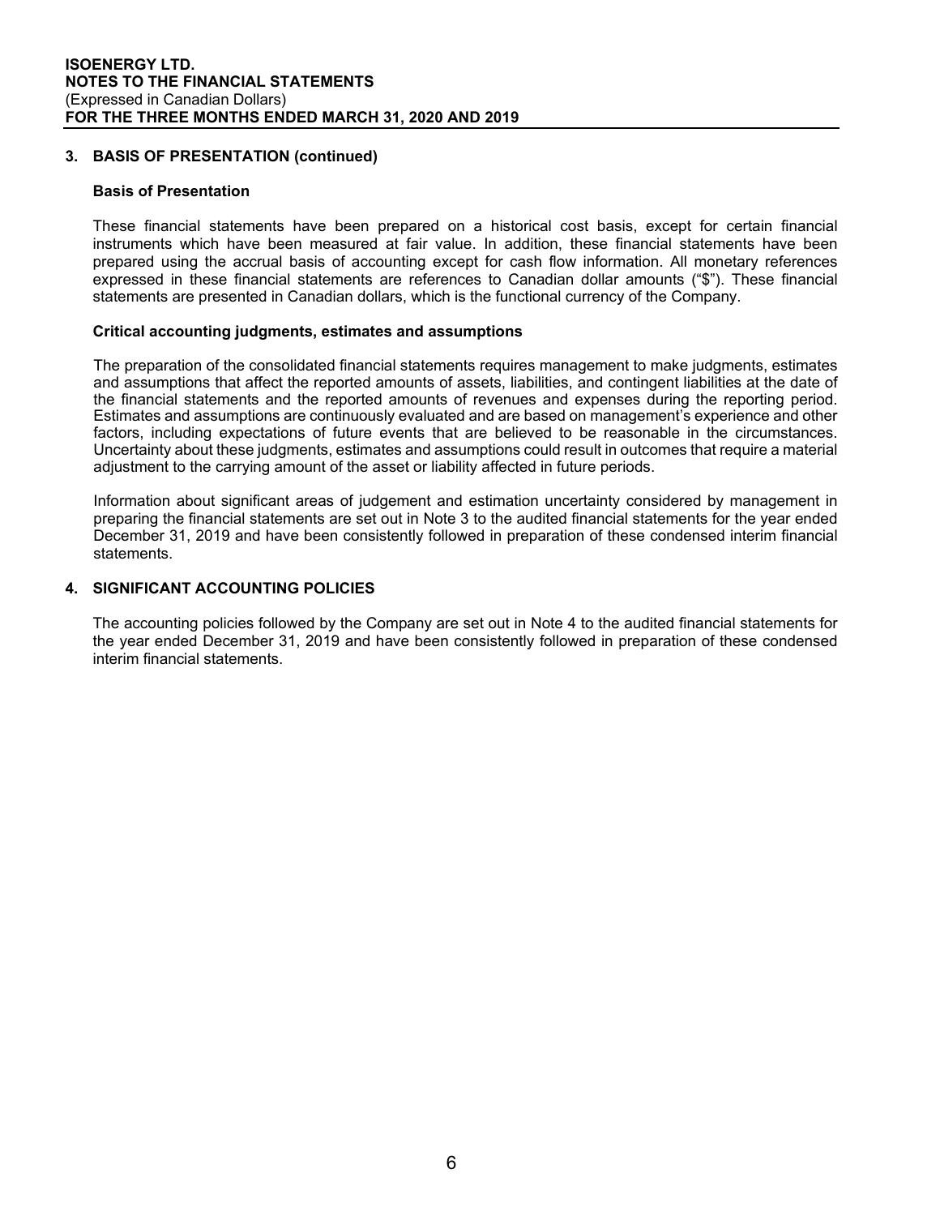## 3. BASIS OF PRESENTATION (continued)

### Basis of Presentation

These financial statements have been prepared on a historical cost basis, except for certain financial instruments which have been measured at fair value. In addition, these financial statements have been prepared using the accrual basis of accounting except for cash flow information. All monetary references expressed in these financial statements are references to Canadian dollar amounts ("$"). These financial statements are presented in Canadian dollars, which is the functional currency of the Company.

### Critical accounting judgments, estimates and assumptions

The preparation of the consolidated financial statements requires management to make judgments, estimates and assumptions that affect the reported amounts of assets, liabilities, and contingent liabilities at the date of the financial statements and the reported amounts of revenues and expenses during the reporting period. Estimates and assumptions are continuously evaluated and are based on management's experience and other factors, including expectations of future events that are believed to be reasonable in the circumstances. Uncertainty about these judgments, estimates and assumptions could result in outcomes that require a material adjustment to the carrying amount of the asset or liability affected in future periods.

Information about significant areas of judgement and estimation uncertainty considered by management in preparing the financial statements are set out in Note 3 to the audited financial statements for the year ended December 31, 2019 and have been consistently followed in preparation of these condensed interim financial statements.

## 4. SIGNIFICANT ACCOUNTING POLICIES

The accounting policies followed by the Company are set out in Note 4 to the audited financial statements for the year ended December 31, 2019 and have been consistently followed in preparation of these condensed interim financial statements.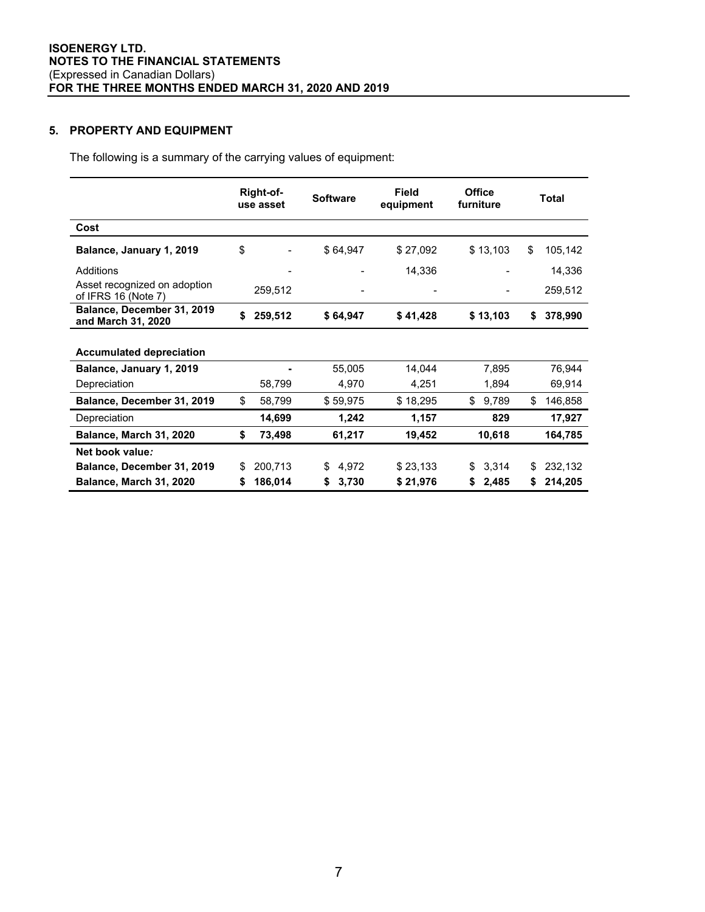## 5. PROPERTY AND EQUIPMENT

The following is a summary of the carrying values of equipment:

| | Right-of-use asset | Software | Field equipment | Office furniture | Total |
|---|---|---|---|---|---|
| **Cost** | | | | | |
| **Balance, January 1, 2019** | $ - | $ 64,947 | $ 27,092 | $ 13,103 | $ 105,142 |
| Additions | - | - | 14,336 | - | 14,336 |
| Asset recognized on adoption of IFRS 16 (Note 7) | 259,512 | - | - | - | 259,512 |
| **Balance, December 31, 2019 and March 31, 2020** | **$ 259,512** | **$ 64,947** | **$ 41,428** | **$ 13,103** | **$ 378,990** |
| | | | | | |
| **Accumulated depreciation** | | | | | |
| **Balance, January 1, 2019** | **-** | 55,005 | 14,044 | 7,895 | 76,944 |
| Depreciation | 58,799 | 4,970 | 4,251 | 1,894 | 69,914 |
| **Balance, December 31, 2019** | $ 58,799 | $ 59,975 | $ 18,295 | $ 9,789 | $ 146,858 |
| Depreciation | **14,699** | **1,242** | **1,157** | **829** | **17,927** |
| **Balance, March 31, 2020** | **$ 73,498** | **61,217** | **19,452** | **10,618** | **164,785** |
| **Net book value*:*** | | | | | |
| **Balance, December 31, 2019** | $ 200,713 | $ 4,972 | $ 23,133 | $ 3,314 | $ 232,132 |
| **Balance, March 31, 2020** | **$ 186,014** | **$ 3,730** | **$ 21,976** | **$ 2,485** | **$ 214,205** |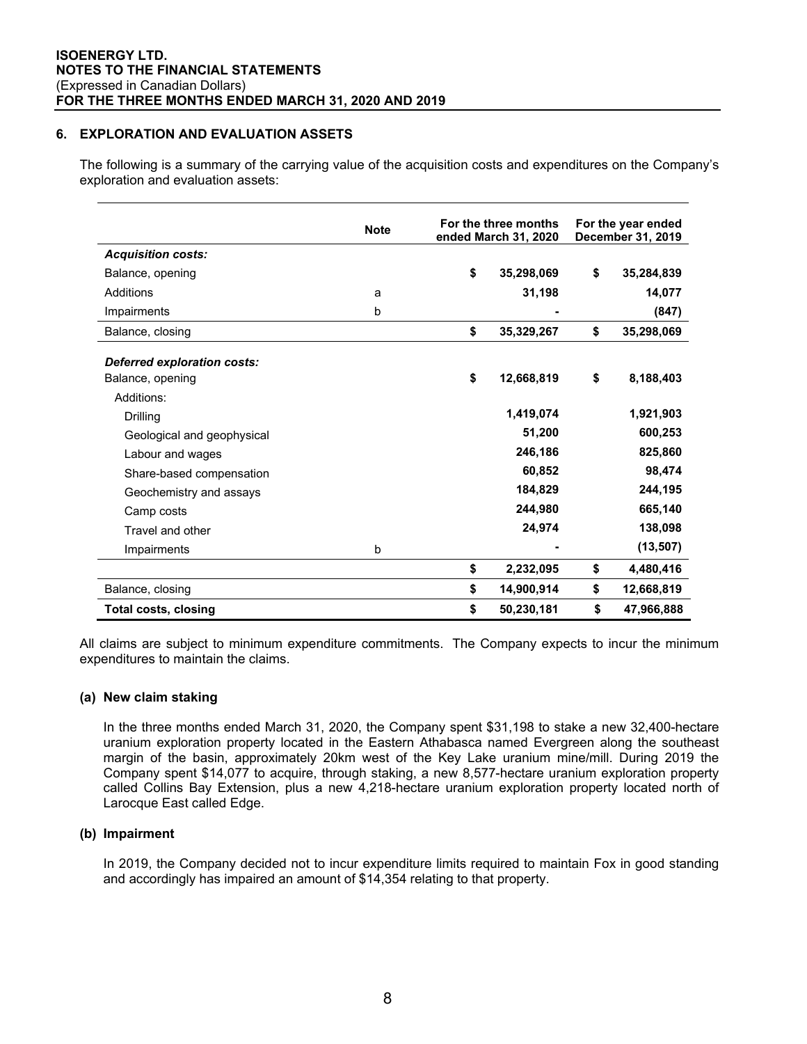## 6. EXPLORATION AND EVALUATION ASSETS

The following is a summary of the carrying value of the acquisition costs and expenditures on the Company's exploration and evaluation assets:

| | Note | For the three months ended March 31, 2020 | For the year ended December 31, 2019 |
|---|---|---|---|
| ***Acquisition costs:*** | | | |
| Balance, opening | | $ 35,298,069 | $ 35,284,839 |
| Additions | a | 31,198 | 14,077 |
| Impairments | b | - | (847) |
| Balance, closing | | $ 35,329,267 | $ 35,298,069 |
| ***Deferred exploration costs:*** | | | |
| Balance, opening | | $ 12,668,819 | $ 8,188,403 |
| Additions: | | | |
| Drilling | | 1,419,074 | 1,921,903 |
| Geological and geophysical | | 51,200 | 600,253 |
| Labour and wages | | 246,186 | 825,860 |
| Share-based compensation | | 60,852 | 98,474 |
| Geochemistry and assays | | 184,829 | 244,195 |
| Camp costs | | 244,980 | 665,140 |
| Travel and other | | 24,974 | 138,098 |
| Impairments | b | - | (13,507) |
| | | $ 2,232,095 | $ 4,480,416 |
| Balance, closing | | $ 14,900,914 | $ 12,668,819 |
| **Total costs, closing** | | $ 50,230,181 | $ 47,966,888 |

All claims are subject to minimum expenditure commitments. The Company expects to incur the minimum expenditures to maintain the claims.

### (a) New claim staking

In the three months ended March 31, 2020, the Company spent $31,198 to stake a new 32,400-hectare uranium exploration property located in the Eastern Athabasca named Evergreen along the southeast margin of the basin, approximately 20km west of the Key Lake uranium mine/mill. During 2019 the Company spent $14,077 to acquire, through staking, a new 8,577-hectare uranium exploration property called Collins Bay Extension, plus a new 4,218-hectare uranium exploration property located north of Larocque East called Edge.

### (b) Impairment

In 2019, the Company decided not to incur expenditure limits required to maintain Fox in good standing and accordingly has impaired an amount of $14,354 relating to that property.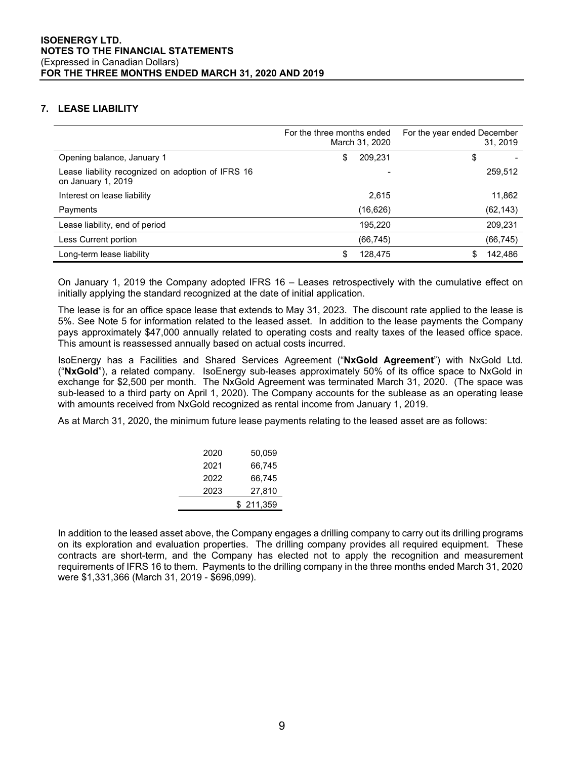## 7. LEASE LIABILITY

| | For the three months ended March 31, 2020 | For the year ended December 31, 2019 |
|---|---|---|
| Opening balance, January 1 | $ 209,231 | $ - |
| Lease liability recognized on adoption of IFRS 16 on January 1, 2019 | - | 259,512 |
| Interest on lease liability | 2,615 | 11,862 |
| Payments | (16,626) | (62,143) |
| Lease liability, end of period | 195,220 | 209,231 |
| Less Current portion | (66,745) | (66,745) |
| Long-term lease liability | $ 128,475 | $ 142,486 |

On January 1, 2019 the Company adopted IFRS 16 – Leases retrospectively with the cumulative effect on initially applying the standard recognized at the date of initial application.

The lease is for an office space lease that extends to May 31, 2023. The discount rate applied to the lease is 5%. See Note 5 for information related to the leased asset. In addition to the lease payments the Company pays approximately $47,000 annually related to operating costs and realty taxes of the leased office space. This amount is reassessed annually based on actual costs incurred.

IsoEnergy has a Facilities and Shared Services Agreement ("**NxGold Agreement**") with NxGold Ltd. ("**NxGold**"), a related company. IsoEnergy sub-leases approximately 50% of its office space to NxGold in exchange for $2,500 per month. The NxGold Agreement was terminated March 31, 2020. (The space was sub-leased to a third party on April 1, 2020). The Company accounts for the sublease as an operating lease with amounts received from NxGold recognized as rental income from January 1, 2019.

As at March 31, 2020, the minimum future lease payments relating to the leased asset are as follows:

| | |
|---|---|
| 2020 | 50,059 |
| 2021 | 66,745 |
| 2022 | 66,745 |
| 2023 | 27,810 |
| | $ 211,359 |

In addition to the leased asset above, the Company engages a drilling company to carry out its drilling programs on its exploration and evaluation properties. The drilling company provides all required equipment. These contracts are short-term, and the Company has elected not to apply the recognition and measurement requirements of IFRS 16 to them. Payments to the drilling company in the three months ended March 31, 2020 were $1,331,366 (March 31, 2019 - $696,099).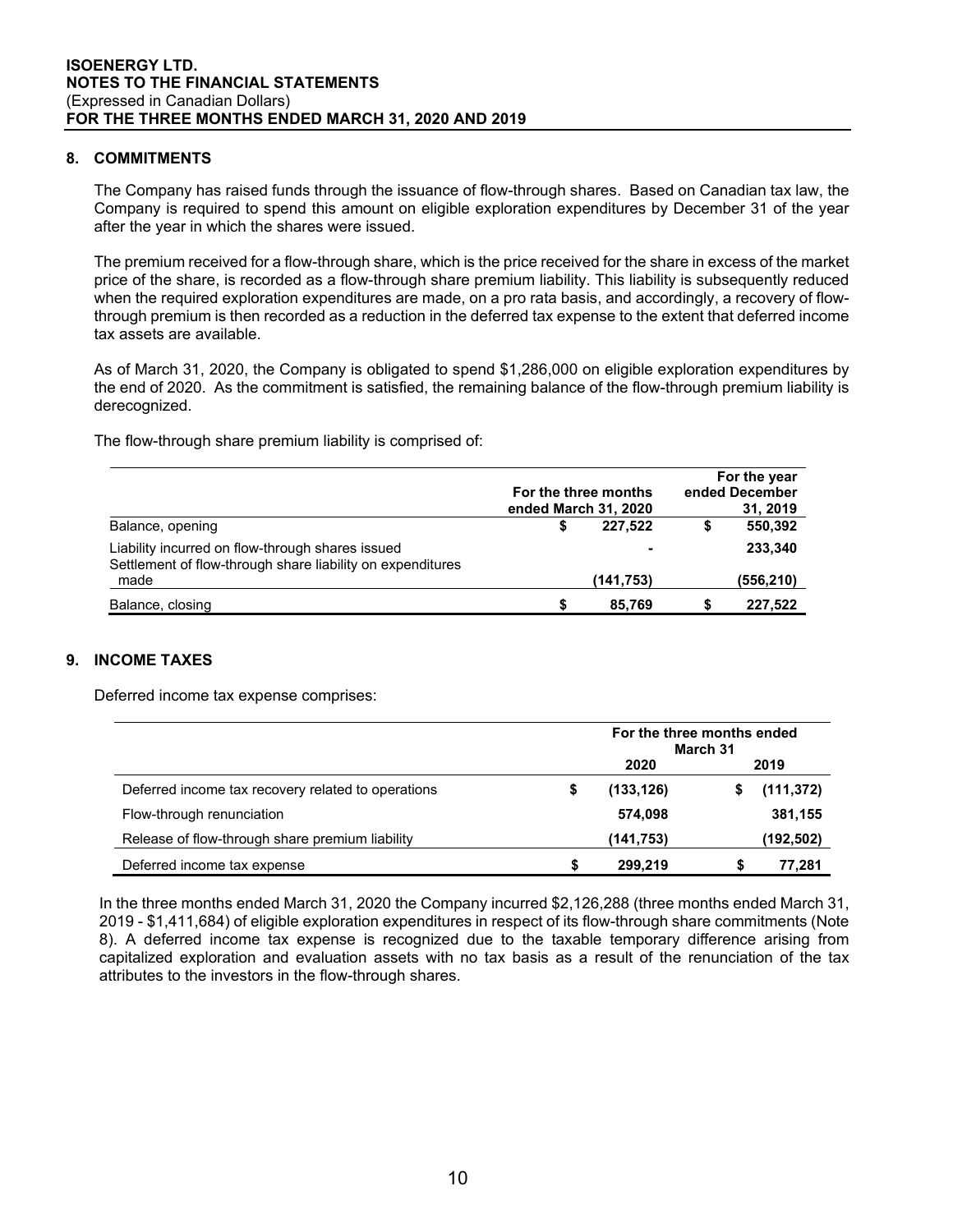## 8. COMMITMENTS

The Company has raised funds through the issuance of flow-through shares. Based on Canadian tax law, the Company is required to spend this amount on eligible exploration expenditures by December 31 of the year after the year in which the shares were issued.

The premium received for a flow-through share, which is the price received for the share in excess of the market price of the share, is recorded as a flow-through share premium liability. This liability is subsequently reduced when the required exploration expenditures are made, on a pro rata basis, and accordingly, a recovery of flow-through premium is then recorded as a reduction in the deferred tax expense to the extent that deferred income tax assets are available.

As of March 31, 2020, the Company is obligated to spend $1,286,000 on eligible exploration expenditures by the end of 2020. As the commitment is satisfied, the remaining balance of the flow-through premium liability is derecognized.

The flow-through share premium liability is comprised of:

| | For the three months ended March 31, 2020 | For the year ended December 31, 2019 |
|---|---|---|
| Balance, opening | $ 227,522 | $ 550,392 |
| Liability incurred on flow-through shares issued | - | 233,340 |
| Settlement of flow-through share liability on expenditures made | (141,753) | (556,210) |
| Balance, closing | $ 85,769 | $ 227,522 |

## 9. INCOME TAXES

Deferred income tax expense comprises:

| | For the three months ended March 31 | |
|---|---|---|
| | 2020 | 2019 |
| Deferred income tax recovery related to operations | $ (133,126) | $ (111,372) |
| Flow-through renunciation | 574,098 | 381,155 |
| Release of flow-through share premium liability | (141,753) | (192,502) |
| Deferred income tax expense | $ 299,219 | $ 77,281 |

In the three months ended March 31, 2020 the Company incurred $2,126,288 (three months ended March 31, 2019 - $1,411,684) of eligible exploration expenditures in respect of its flow-through share commitments (Note 8). A deferred income tax expense is recognized due to the taxable temporary difference arising from capitalized exploration and evaluation assets with no tax basis as a result of the renunciation of the tax attributes to the investors in the flow-through shares.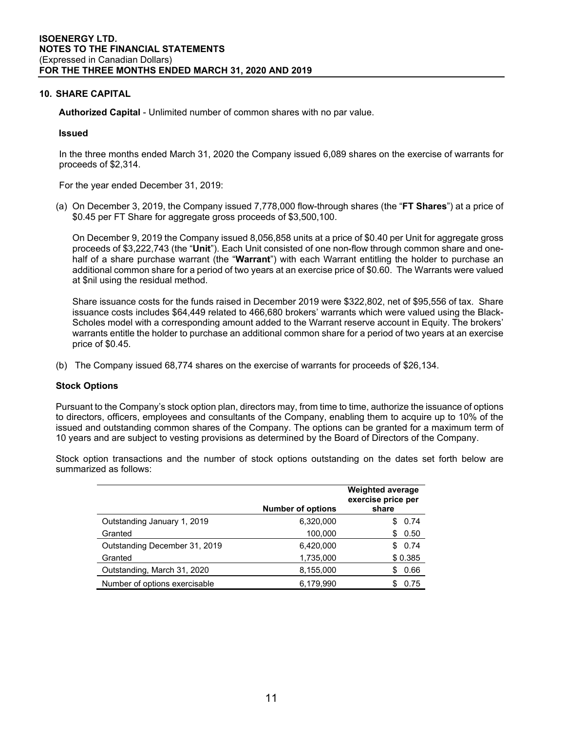## 10. SHARE CAPITAL

**Authorized Capital** - Unlimited number of common shares with no par value.

**Issued**

In the three months ended March 31, 2020 the Company issued 6,089 shares on the exercise of warrants for proceeds of $2,314.

For the year ended December 31, 2019:

(a) On December 3, 2019, the Company issued 7,778,000 flow-through shares (the "**FT Shares**") at a price of $0.45 per FT Share for aggregate gross proceeds of $3,500,100.

On December 9, 2019 the Company issued 8,056,858 units at a price of $0.40 per Unit for aggregate gross proceeds of $3,222,743 (the "**Unit**"). Each Unit consisted of one non-flow through common share and one-half of a share purchase warrant (the "**Warrant**") with each Warrant entitling the holder to purchase an additional common share for a period of two years at an exercise price of $0.60. The Warrants were valued at $nil using the residual method.

Share issuance costs for the funds raised in December 2019 were $322,802, net of $95,556 of tax. Share issuance costs includes $64,449 related to 466,680 brokers' warrants which were valued using the Black-Scholes model with a corresponding amount added to the Warrant reserve account in Equity. The brokers' warrants entitle the holder to purchase an additional common share for a period of two years at an exercise price of $0.45.

(b) The Company issued 68,774 shares on the exercise of warrants for proceeds of $26,134.

**Stock Options**

Pursuant to the Company's stock option plan, directors may, from time to time, authorize the issuance of options to directors, officers, employees and consultants of the Company, enabling them to acquire up to 10% of the issued and outstanding common shares of the Company. The options can be granted for a maximum term of 10 years and are subject to vesting provisions as determined by the Board of Directors of the Company.

Stock option transactions and the number of stock options outstanding on the dates set forth below are summarized as follows:

| | Number of options | Weighted average exercise price per share |
|---|---|---|
| Outstanding January 1, 2019 | 6,320,000 | $ 0.74 |
| Granted | 100,000 | $ 0.50 |
| Outstanding December 31, 2019 | 6,420,000 | $ 0.74 |
| Granted | 1,735,000 | $ 0.385 |
| Outstanding, March 31, 2020 | 8,155,000 | $ 0.66 |
| Number of options exercisable | 6,179,990 | $ 0.75 |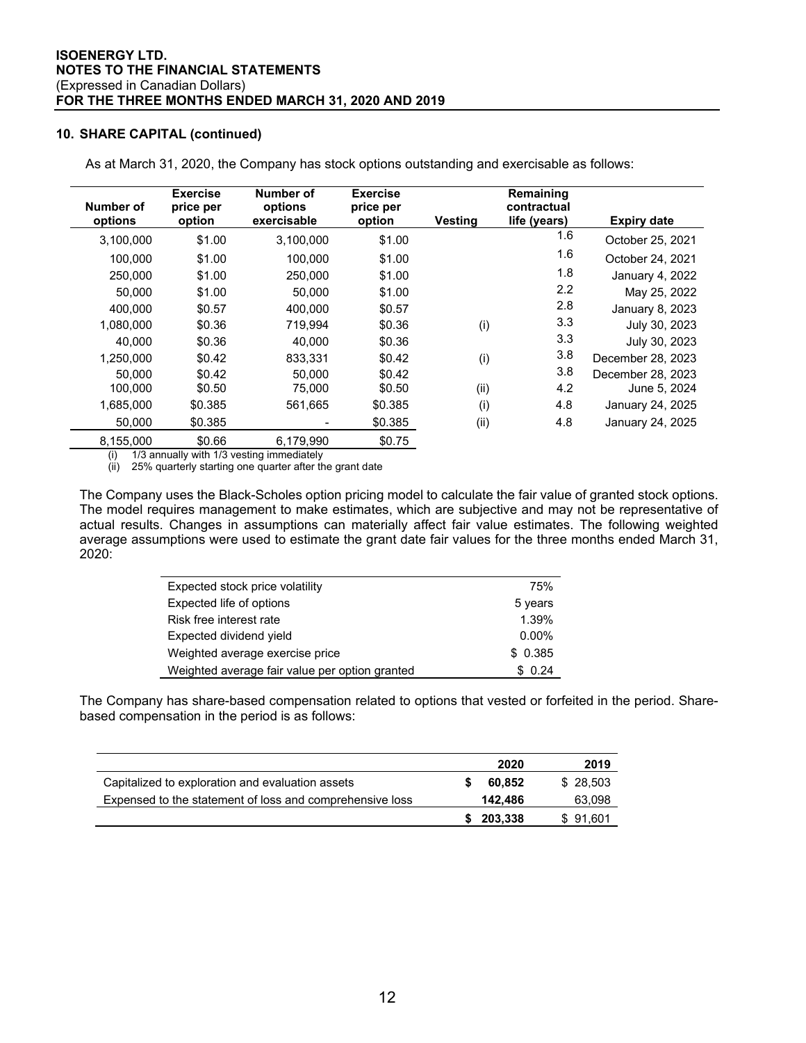## 10. SHARE CAPITAL (continued)

As at March 31, 2020, the Company has stock options outstanding and exercisable as follows:

| Number of options | Exercise price per option | Number of options exercisable | Exercise price per option | Vesting | Remaining contractual life (years) | Expiry date |
|---|---|---|---|---|---|---|
| 3,100,000 | $1.00 | 3,100,000 | $1.00 | | 1.6 | October 25, 2021 |
| 100,000 | $1.00 | 100,000 | $1.00 | | 1.6 | October 24, 2021 |
| 250,000 | $1.00 | 250,000 | $1.00 | | 1.8 | January 4, 2022 |
| 50,000 | $1.00 | 50,000 | $1.00 | | 2.2 | May 25, 2022 |
| 400,000 | $0.57 | 400,000 | $0.57 | | 2.8 | January 8, 2023 |
| 1,080,000 | $0.36 | 719,994 | $0.36 | (i) | 3.3 | July 30, 2023 |
| 40,000 | $0.36 | 40,000 | $0.36 | | 3.3 | July 30, 2023 |
| 1,250,000 | $0.42 | 833,331 | $0.42 | (i) | 3.8 | December 28, 2023 |
| 50,000 | $0.42 | 50,000 | $0.42 | | 3.8 | December 28, 2023 |
| 100,000 | $0.50 | 75,000 | $0.50 | (ii) | 4.2 | June 5, 2024 |
| 1,685,000 | $0.385 | 561,665 | $0.385 | (i) | 4.8 | January 24, 2025 |
| 50,000 | $0.385 | - | $0.385 | (ii) | 4.8 | January 24, 2025 |
| 8,155,000 | $0.66 | 6,179,990 | $0.75 | | | |

(i) 1/3 annually with 1/3 vesting immediately
(ii) 25% quarterly starting one quarter after the grant date

The Company uses the Black-Scholes option pricing model to calculate the fair value of granted stock options. The model requires management to make estimates, which are subjective and may not be representative of actual results. Changes in assumptions can materially affect fair value estimates. The following weighted average assumptions were used to estimate the grant date fair values for the three months ended March 31, 2020:

| | |
|---|---|
| Expected stock price volatility | 75% |
| Expected life of options | 5 years |
| Risk free interest rate | 1.39% |
| Expected dividend yield | 0.00% |
| Weighted average exercise price | $ 0.385 |
| Weighted average fair value per option granted | $ 0.24 |

The Company has share-based compensation related to options that vested or forfeited in the period. Share-based compensation in the period is as follows:

| | 2020 | 2019 |
|---|---|---|
| Capitalized to exploration and evaluation assets | $ 60,852 | $ 28,503 |
| Expensed to the statement of loss and comprehensive loss | 142,486 | 63,098 |
| | $ 203,338 | $ 91,601 |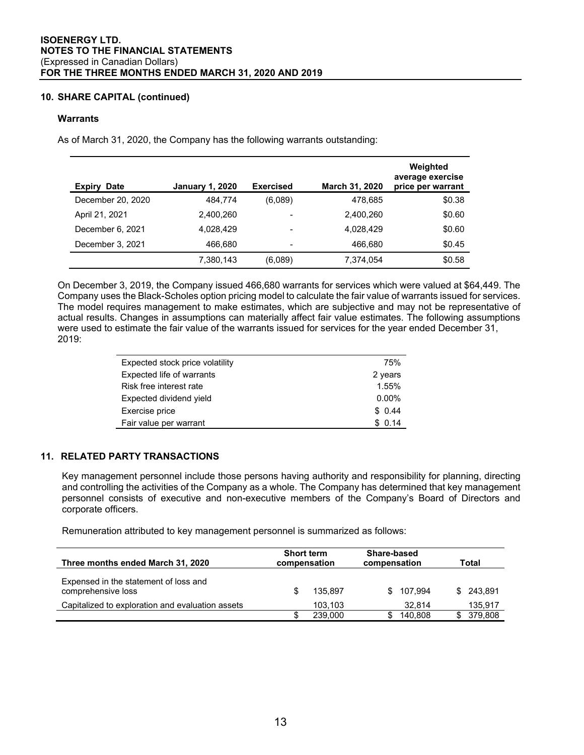## 10. SHARE CAPITAL (continued)

### Warrants

As of March 31, 2020, the Company has the following warrants outstanding:

| Expiry Date | January 1, 2020 | Exercised | March 31, 2020 | Weighted average exercise price per warrant |
|---|---|---|---|---|
| December 20, 2020 | 484,774 | (6,089) | 478,685 | $0.38 |
| April 21, 2021 | 2,400,260 | - | 2,400,260 | $0.60 |
| December 6, 2021 | 4,028,429 | - | 4,028,429 | $0.60 |
| December 3, 2021 | 466,680 | - | 466,680 | $0.45 |
| | 7,380,143 | (6,089) | 7,374,054 | $0.58 |

On December 3, 2019, the Company issued 466,680 warrants for services which were valued at $64,449. The Company uses the Black-Scholes option pricing model to calculate the fair value of warrants issued for services. The model requires management to make estimates, which are subjective and may not be representative of actual results. Changes in assumptions can materially affect fair value estimates. The following assumptions were used to estimate the fair value of the warrants issued for services for the year ended December 31, 2019:

| | |
|---|---|
| Expected stock price volatility | 75% |
| Expected life of warrants | 2 years |
| Risk free interest rate | 1.55% |
| Expected dividend yield | 0.00% |
| Exercise price | $ 0.44 |
| Fair value per warrant | $ 0.14 |

## 11. RELATED PARTY TRANSACTIONS

Key management personnel include those persons having authority and responsibility for planning, directing and controlling the activities of the Company as a whole. The Company has determined that key management personnel consists of executive and non-executive members of the Company's Board of Directors and corporate officers.

Remuneration attributed to key management personnel is summarized as follows:

| Three months ended March 31, 2020 | Short term compensation | Share-based compensation | Total |
|---|---|---|---|
| Expensed in the statement of loss and comprehensive loss | $ 135,897 | $ 107,994 | $ 243,891 |
| Capitalized to exploration and evaluation assets | 103,103 | 32,814 | 135,917 |
| | $ 239,000 | $ 140,808 | $ 379,808 |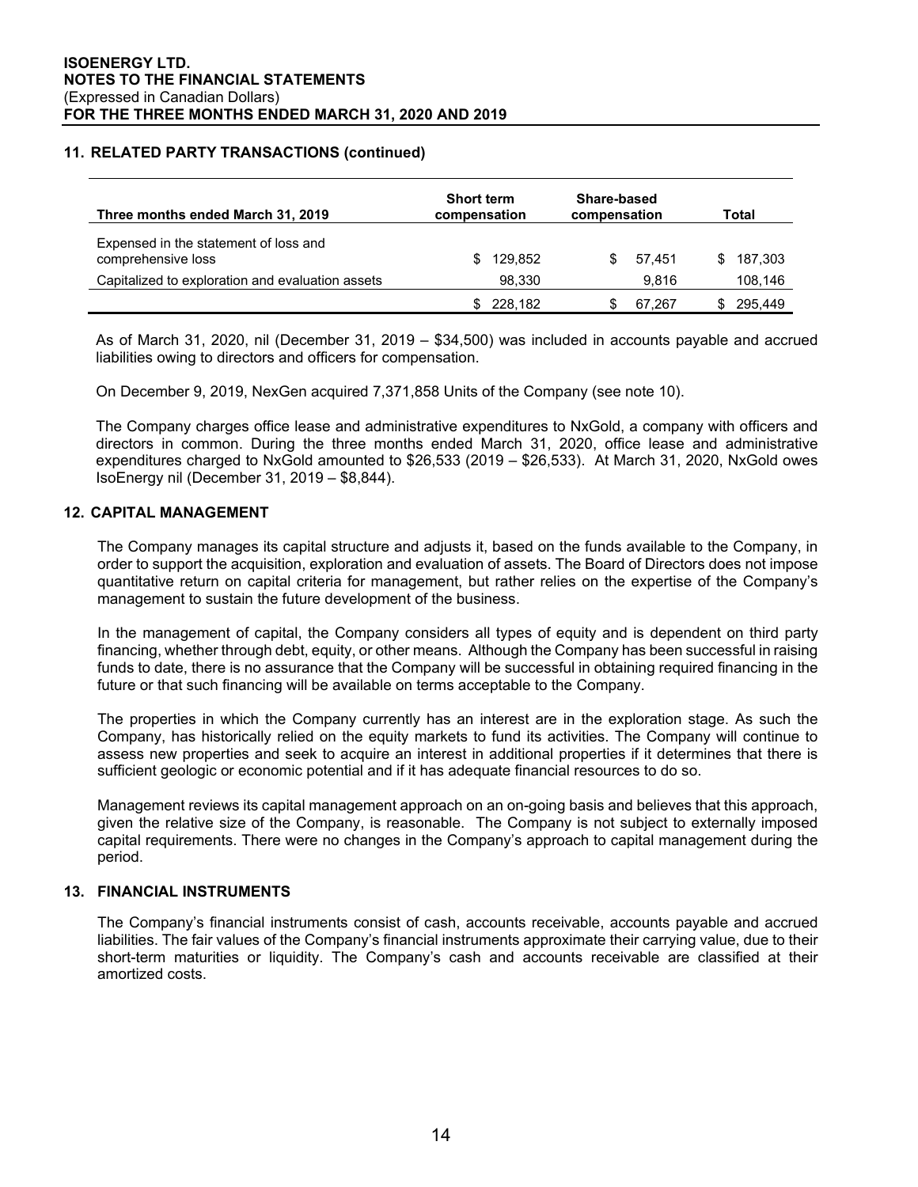## 11. RELATED PARTY TRANSACTIONS (continued)

| Three months ended March 31, 2019 | Short term compensation | Share-based compensation | Total |
|---|---|---|---|
| Expensed in the statement of loss and comprehensive loss | $ 129,852 | $ 57,451 | $ 187,303 |
| Capitalized to exploration and evaluation assets | 98,330 | 9,816 | 108,146 |
| | $ 228,182 | $ 67,267 | $ 295,449 |

As of March 31, 2020, nil (December 31, 2019 – $34,500) was included in accounts payable and accrued liabilities owing to directors and officers for compensation.

On December 9, 2019, NexGen acquired 7,371,858 Units of the Company (see note 10).

The Company charges office lease and administrative expenditures to NxGold, a company with officers and directors in common. During the three months ended March 31, 2020, office lease and administrative expenditures charged to NxGold amounted to $26,533 (2019 – $26,533). At March 31, 2020, NxGold owes IsoEnergy nil (December 31, 2019 – $8,844).

## 12. CAPITAL MANAGEMENT

The Company manages its capital structure and adjusts it, based on the funds available to the Company, in order to support the acquisition, exploration and evaluation of assets. The Board of Directors does not impose quantitative return on capital criteria for management, but rather relies on the expertise of the Company's management to sustain the future development of the business.

In the management of capital, the Company considers all types of equity and is dependent on third party financing, whether through debt, equity, or other means. Although the Company has been successful in raising funds to date, there is no assurance that the Company will be successful in obtaining required financing in the future or that such financing will be available on terms acceptable to the Company.

The properties in which the Company currently has an interest are in the exploration stage. As such the Company, has historically relied on the equity markets to fund its activities. The Company will continue to assess new properties and seek to acquire an interest in additional properties if it determines that there is sufficient geologic or economic potential and if it has adequate financial resources to do so.

Management reviews its capital management approach on an on-going basis and believes that this approach, given the relative size of the Company, is reasonable. The Company is not subject to externally imposed capital requirements. There were no changes in the Company's approach to capital management during the period.

## 13. FINANCIAL INSTRUMENTS

The Company's financial instruments consist of cash, accounts receivable, accounts payable and accrued liabilities. The fair values of the Company's financial instruments approximate their carrying value, due to their short-term maturities or liquidity. The Company's cash and accounts receivable are classified at their amortized costs.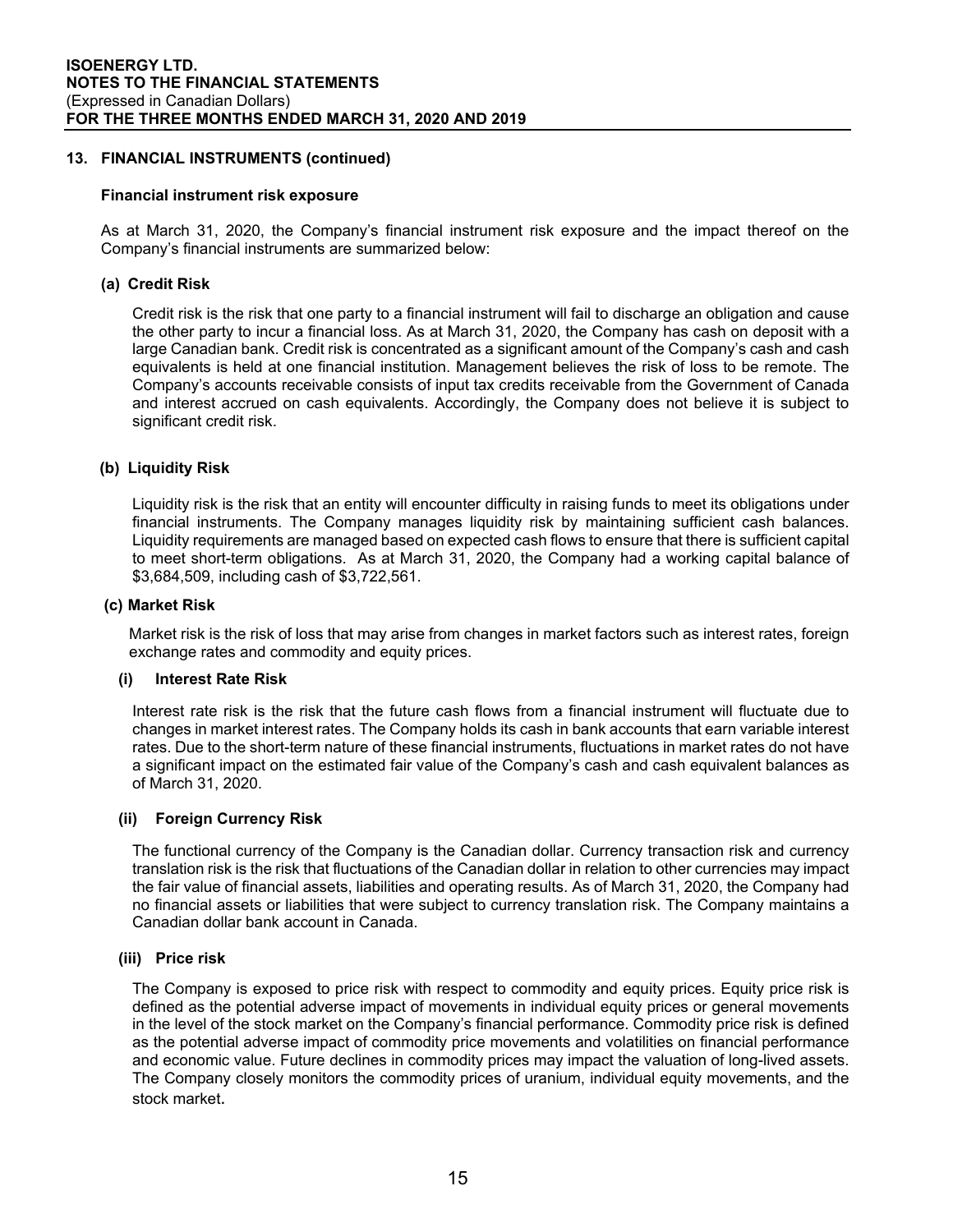## 13. FINANCIAL INSTRUMENTS (continued)

### Financial instrument risk exposure

As at March 31, 2020, the Company's financial instrument risk exposure and the impact thereof on the Company's financial instruments are summarized below:

#### (a) Credit Risk

Credit risk is the risk that one party to a financial instrument will fail to discharge an obligation and cause the other party to incur a financial loss. As at March 31, 2020, the Company has cash on deposit with a large Canadian bank. Credit risk is concentrated as a significant amount of the Company's cash and cash equivalents is held at one financial institution. Management believes the risk of loss to be remote. The Company's accounts receivable consists of input tax credits receivable from the Government of Canada and interest accrued on cash equivalents. Accordingly, the Company does not believe it is subject to significant credit risk.

#### (b) Liquidity Risk

Liquidity risk is the risk that an entity will encounter difficulty in raising funds to meet its obligations under financial instruments. The Company manages liquidity risk by maintaining sufficient cash balances. Liquidity requirements are managed based on expected cash flows to ensure that there is sufficient capital to meet short-term obligations. As at March 31, 2020, the Company had a working capital balance of $3,684,509, including cash of $3,722,561.

#### (c) Market Risk

Market risk is the risk of loss that may arise from changes in market factors such as interest rates, foreign exchange rates and commodity and equity prices.

##### (i) Interest Rate Risk

Interest rate risk is the risk that the future cash flows from a financial instrument will fluctuate due to changes in market interest rates. The Company holds its cash in bank accounts that earn variable interest rates. Due to the short-term nature of these financial instruments, fluctuations in market rates do not have a significant impact on the estimated fair value of the Company's cash and cash equivalent balances as of March 31, 2020.

##### (ii) Foreign Currency Risk

The functional currency of the Company is the Canadian dollar. Currency transaction risk and currency translation risk is the risk that fluctuations of the Canadian dollar in relation to other currencies may impact the fair value of financial assets, liabilities and operating results. As of March 31, 2020, the Company had no financial assets or liabilities that were subject to currency translation risk. The Company maintains a Canadian dollar bank account in Canada.

##### (iii) Price risk

The Company is exposed to price risk with respect to commodity and equity prices. Equity price risk is defined as the potential adverse impact of movements in individual equity prices or general movements in the level of the stock market on the Company's financial performance. Commodity price risk is defined as the potential adverse impact of commodity price movements and volatilities on financial performance and economic value. Future declines in commodity prices may impact the valuation of long-lived assets. The Company closely monitors the commodity prices of uranium, individual equity movements, and the stock market.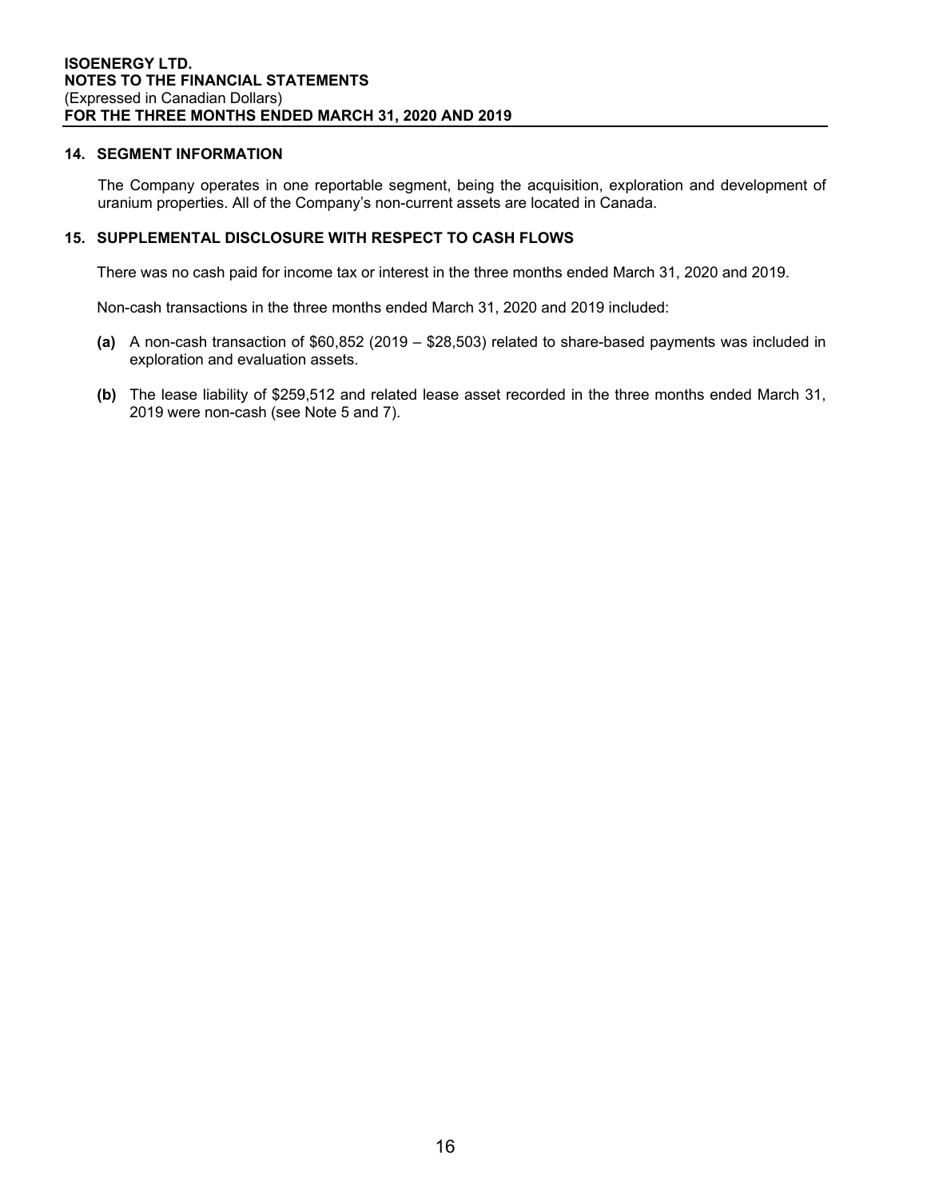## 14. SEGMENT INFORMATION

The Company operates in one reportable segment, being the acquisition, exploration and development of uranium properties. All of the Company's non-current assets are located in Canada.

## 15. SUPPLEMENTAL DISCLOSURE WITH RESPECT TO CASH FLOWS

There was no cash paid for income tax or interest in the three months ended March 31, 2020 and 2019.

Non-cash transactions in the three months ended March 31, 2020 and 2019 included:

**(a)** A non-cash transaction of $60,852 (2019 – $28,503) related to share-based payments was included in exploration and evaluation assets.

**(b)** The lease liability of $259,512 and related lease asset recorded in the three months ended March 31, 2019 were non-cash (see Note 5 and 7).